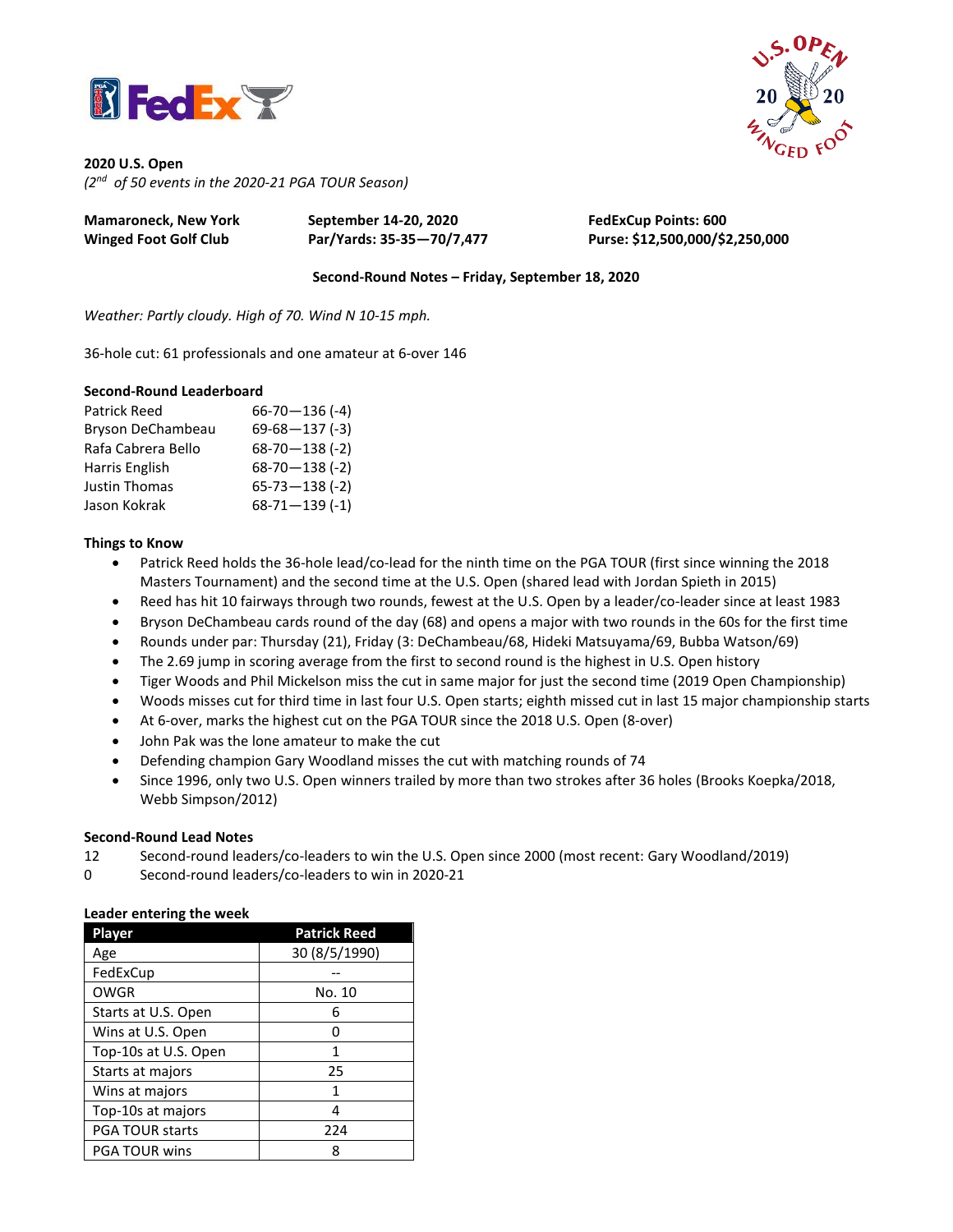**2020 U.S. Open**
*(2nd of 50 events in the 2020-21 PGA TOUR Season)*

**Mamaroneck, New York** | **September 14-20, 2020** | **FedExCup Points: 600**
**Winged Foot Golf Club** | **Par/Yards: 35-35—70/7,477** | **Purse: $12,500,000/$2,250,000**

**Second-Round Notes – Friday, September 18, 2020**

*Weather: Partly cloudy. High of 70. Wind N 10-15 mph.*

36-hole cut: 61 professionals and one amateur at 6-over 146

**Second-Round Leaderboard**

| | |
|---|---|
| Patrick Reed | 66-70—136 (-4) |
| Bryson DeChambeau | 69-68—137 (-3) |
| Rafa Cabrera Bello | 68-70—138 (-2) |
| Harris English | 68-70—138 (-2) |
| Justin Thomas | 65-73—138 (-2) |
| Jason Kokrak | 68-71—139 (-1) |

**Things to Know**

- Patrick Reed holds the 36-hole lead/co-lead for the ninth time on the PGA TOUR (first since winning the 2018 Masters Tournament) and the second time at the U.S. Open (shared lead with Jordan Spieth in 2015)
- Reed has hit 10 fairways through two rounds, fewest at the U.S. Open by a leader/co-leader since at least 1983
- Bryson DeChambeau cards round of the day (68) and opens a major with two rounds in the 60s for the first time
- Rounds under par: Thursday (21), Friday (3: DeChambeau/68, Hideki Matsuyama/69, Bubba Watson/69)
- The 2.69 jump in scoring average from the first to second round is the highest in U.S. Open history
- Tiger Woods and Phil Mickelson miss the cut in same major for just the second time (2019 Open Championship)
- Woods misses cut for third time in last four U.S. Open starts; eighth missed cut in last 15 major championship starts
- At 6-over, marks the highest cut on the PGA TOUR since the 2018 U.S. Open (8-over)
- John Pak was the lone amateur to make the cut
- Defending champion Gary Woodland misses the cut with matching rounds of 74
- Since 1996, only two U.S. Open winners trailed by more than two strokes after 36 holes (Brooks Koepka/2018, Webb Simpson/2012)

**Second-Round Lead Notes**

12 Second-round leaders/co-leaders to win the U.S. Open since 2000 (most recent: Gary Woodland/2019)
0 Second-round leaders/co-leaders to win in 2020-21

**Leader entering the week**

| Player | Patrick Reed |
|---|---|
| Age | 30 (8/5/1990) |
| FedExCup | -- |
| OWGR | No. 10 |
| Starts at U.S. Open | 6 |
| Wins at U.S. Open | 0 |
| Top-10s at U.S. Open | 1 |
| Starts at majors | 25 |
| Wins at majors | 1 |
| Top-10s at majors | 4 |
| PGA TOUR starts | 224 |
| PGA TOUR wins | 8 |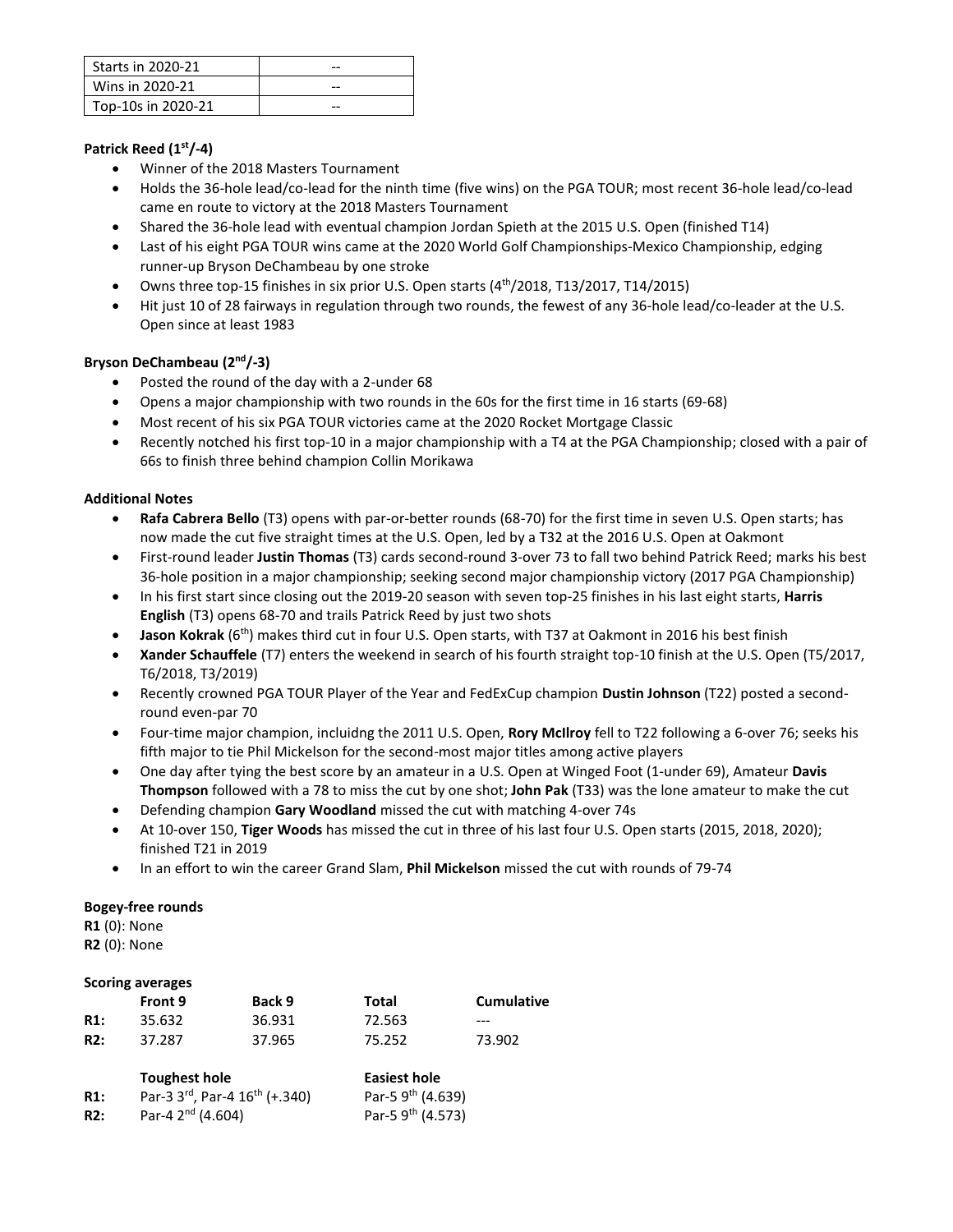| | |
|---|---|
| Starts in 2020-21 | -- |
| Wins in 2020-21 | -- |
| Top-10s in 2020-21 | -- |

**Patrick Reed (1st/-4)**

- Winner of the 2018 Masters Tournament
- Holds the 36-hole lead/co-lead for the ninth time (five wins) on the PGA TOUR; most recent 36-hole lead/co-lead came en route to victory at the 2018 Masters Tournament
- Shared the 36-hole lead with eventual champion Jordan Spieth at the 2015 U.S. Open (finished T14)
- Last of his eight PGA TOUR wins came at the 2020 World Golf Championships-Mexico Championship, edging runner-up Bryson DeChambeau by one stroke
- Owns three top-15 finishes in six prior U.S. Open starts (4th/2018, T13/2017, T14/2015)
- Hit just 10 of 28 fairways in regulation through two rounds, the fewest of any 36-hole lead/co-leader at the U.S. Open since at least 1983

**Bryson DeChambeau (2nd/-3)**

- Posted the round of the day with a 2-under 68
- Opens a major championship with two rounds in the 60s for the first time in 16 starts (69-68)
- Most recent of his six PGA TOUR victories came at the 2020 Rocket Mortgage Classic
- Recently notched his first top-10 in a major championship with a T4 at the PGA Championship; closed with a pair of 66s to finish three behind champion Collin Morikawa

**Additional Notes**

- **Rafa Cabrera Bello** (T3) opens with par-or-better rounds (68-70) for the first time in seven U.S. Open starts; has now made the cut five straight times at the U.S. Open, led by a T32 at the 2016 U.S. Open at Oakmont
- First-round leader **Justin Thomas** (T3) cards second-round 3-over 73 to fall two behind Patrick Reed; marks his best 36-hole position in a major championship; seeking second major championship victory (2017 PGA Championship)
- In his first start since closing out the 2019-20 season with seven top-25 finishes in his last eight starts, **Harris English** (T3) opens 68-70 and trails Patrick Reed by just two shots
- **Jason Kokrak** (6th) makes third cut in four U.S. Open starts, with T37 at Oakmont in 2016 his best finish
- **Xander Schauffele** (T7) enters the weekend in search of his fourth straight top-10 finish at the U.S. Open (T5/2017, T6/2018, T3/2019)
- Recently crowned PGA TOUR Player of the Year and FedExCup champion **Dustin Johnson** (T22) posted a second-round even-par 70
- Four-time major champion, incluidng the 2011 U.S. Open, **Rory McIlroy** fell to T22 following a 6-over 76; seeks his fifth major to tie Phil Mickelson for the second-most major titles among active players
- One day after tying the best score by an amateur in a U.S. Open at Winged Foot (1-under 69), Amateur **Davis Thompson** followed with a 78 to miss the cut by one shot; **John Pak** (T33) was the lone amateur to make the cut
- Defending champion **Gary Woodland** missed the cut with matching 4-over 74s
- At 10-over 150, **Tiger Woods** has missed the cut in three of his last four U.S. Open starts (2015, 2018, 2020); finished T21 in 2019
- In an effort to win the career Grand Slam, **Phil Mickelson** missed the cut with rounds of 79-74

**Bogey-free rounds**

**R1** (0): None
**R2** (0): None

**Scoring averages**

| | Front 9 | Back 9 | Total | Cumulative |
|---|---|---|---|---|
| **R1:** | 35.632 | 36.931 | 72.563 | --- |
| **R2:** | 37.287 | 37.965 | 75.252 | 73.902 |

| | Toughest hole | Easiest hole |
|---|---|---|
| **R1:** | Par-3 3rd, Par-4 16th (+.340) | Par-5 9th (4.639) |
| **R2:** | Par-4 2nd (4.604) | Par-5 9th (4.573) |